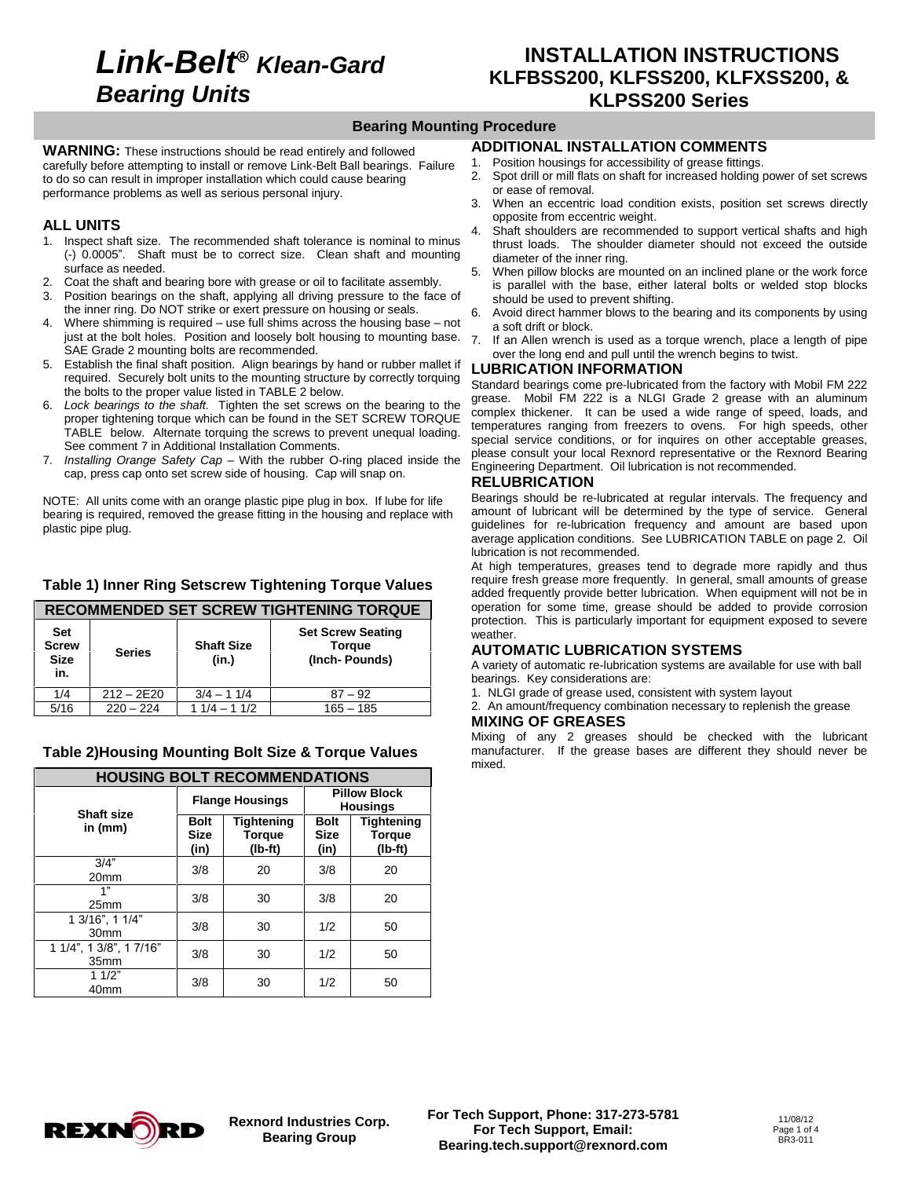# *Link-Belt® Klean-Gard Bearing Units*

# INSTALLATION INSTRUCTIONS KLFBSS200, KLFSS200, KLFXSS200, & KLPSS200 Series

## Bearing Mounting Procedure

**WARNING:** These instructions should be read entirely and followed carefully before attempting to install or remove Link-Belt Ball bearings. Failure to do so can result in improper installation which could cause bearing performance problems as well as serious personal injury.

### ALL UNITS

1. Inspect shaft size. The recommended shaft tolerance is nominal to minus (-) 0.0005". Shaft must be to correct size. Clean shaft and mounting surface as needed.
2. Coat the shaft and bearing bore with grease or oil to facilitate assembly.
3. Position bearings on the shaft, applying all driving pressure to the face of the inner ring. Do NOT strike or exert pressure on housing or seals.
4. Where shimming is required – use full shims across the housing base – not just at the bolt holes. Position and loosely bolt housing to mounting base. SAE Grade 2 mounting bolts are recommended.
5. Establish the final shaft position. Align bearings by hand or rubber mallet if required. Securely bolt units to the mounting structure by correctly torquing the bolts to the proper value listed in TABLE 2 below.
6. *Lock bearings to the shaft.* Tighten the set screws on the bearing to the proper tightening torque which can be found in the SET SCREW TORQUE TABLE below. Alternate torquing the screws to prevent unequal loading. See comment 7 in Additional Installation Comments.
7. *Installing Orange Safety Cap* – With the rubber O-ring placed inside the cap, press cap onto set screw side of housing. Cap will snap on.

NOTE: All units come with an orange plastic pipe plug in box. If lube for life bearing is required, removed the grease fitting in the housing and replace with plastic pipe plug.

### Table 1) Inner Ring Setscrew Tightening Torque Values

| RECOMMENDED SET SCREW TIGHTENING TORQUE | | | |
|---|---|---|---|
| Set Screw Size in. | Series | Shaft Size (in.) | Set Screw Seating Torque (Inch- Pounds) |
| 1/4 | 212 – 2E20 | 3/4 – 1 1/4 | 87 – 92 |
| 5/16 | 220 – 224 | 1 1/4 – 1 1/2 | 165 – 185 |

### Table 2)Housing Mounting Bolt Size & Torque Values

| HOUSING BOLT RECOMMENDATIONS | | | | |
|---|---|---|---|---|
| Shaft size in (mm) | Flange Housings | | Pillow Block Housings | |
| | Bolt Size (in) | Tightening Torque (lb-ft) | Bolt Size (in) | Tightening Torque (lb-ft) |
| 3/4" 20mm | 3/8 | 20 | 3/8 | 20 |
| 1" 25mm | 3/8 | 30 | 3/8 | 20 |
| 1 3/16", 1 1/4" 30mm | 3/8 | 30 | 1/2 | 50 |
| 1 1/4", 1 3/8", 1 7/16" 35mm | 3/8 | 30 | 1/2 | 50 |
| 1 1/2" 40mm | 3/8 | 30 | 1/2 | 50 |

### ADDITIONAL INSTALLATION COMMENTS

1. Position housings for accessibility of grease fittings.
2. Spot drill or mill flats on shaft for increased holding power of set screws or ease of removal.
3. When an eccentric load condition exists, position set screws directly opposite from eccentric weight.
4. Shaft shoulders are recommended to support vertical shafts and high thrust loads. The shoulder diameter should not exceed the outside diameter of the inner ring.
5. When pillow blocks are mounted on an inclined plane or the work force is parallel with the base, either lateral bolts or welded stop blocks should be used to prevent shifting.
6. Avoid direct hammer blows to the bearing and its components by using a soft drift or block.
7. If an Allen wrench is used as a torque wrench, place a length of pipe over the long end and pull until the wrench begins to twist.

### LUBRICATION INFORMATION

Standard bearings come pre-lubricated from the factory with Mobil FM 222 grease. Mobil FM 222 is a NLGI Grade 2 grease with an aluminum complex thickener. It can be used a wide range of speed, loads, and temperatures ranging from freezers to ovens. For high speeds, other special service conditions, or for inquires on other acceptable greases, please consult your local Rexnord representative or the Rexnord Bearing Engineering Department. Oil lubrication is not recommended.

### RELUBRICATION

Bearings should be re-lubricated at regular intervals. The frequency and amount of lubricant will be determined by the type of service. General guidelines for re-lubrication frequency and amount are based upon average application conditions. See LUBRICATION TABLE on page 2. Oil lubrication is not recommended.

At high temperatures, greases tend to degrade more rapidly and thus require fresh grease more frequently. In general, small amounts of grease added frequently provide better lubrication. When equipment will not be in operation for some time, grease should be added to provide corrosion protection. This is particularly important for equipment exposed to severe weather.

### AUTOMATIC LUBRICATION SYSTEMS

A variety of automatic re-lubrication systems are available for use with ball bearings. Key considerations are:

1. NLGI grade of grease used, consistent with system layout
2. An amount/frequency combination necessary to replenish the grease

### MIXING OF GREASES

Mixing of any 2 greases should be checked with the lubricant manufacturer. If the grease bases are different they should never be mixed.

Rexnord Industries Corp. Bearing Group

For Tech Support, Phone: 317-273-5781
For Tech Support, Email: Bearing.tech.support@rexnord.com

11/08/12
BR3-011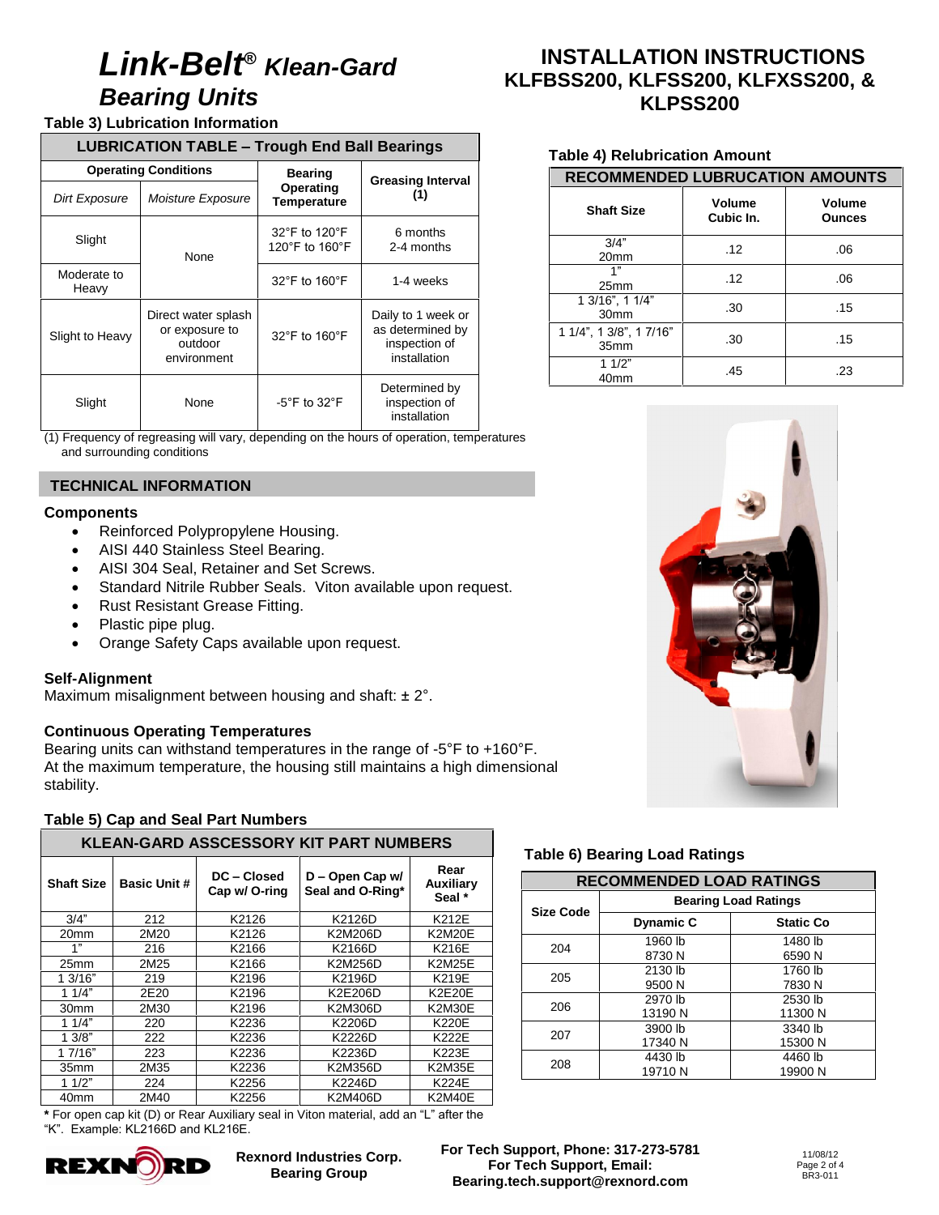# Link-Belt® *Klean-Gard* *Bearing Units*

# INSTALLATION INSTRUCTIONS KLFBSS200, KLFSS200, KLFXSS200, & KLPSS200

**Table 3) Lubrication Information**

| LUBRICATION TABLE – Trough End Ball Bearings | | | |
|---|---|---|---|
| Operating Conditions | | Bearing Operating Temperature | Greasing Interval (1) |
| *Dirt Exposure* | *Moisture Exposure* | | |
| Slight | None | 32°F to 120°F<br>120°F to 160°F | 6 months<br>2-4 months |
| Moderate to Heavy | None | 32°F to 160°F | 1-4 weeks |
| Slight to Heavy | Direct water splash or exposure to outdoor environment | 32°F to 160°F | Daily to 1 week or as determined by inspection of installation |
| Slight | None | -5°F to 32°F | Determined by inspection of installation |

(1) Frequency of regreasing will vary, depending on the hours of operation, temperatures and surrounding conditions

**Table 4) Relubrication Amount**

| RECOMMENDED LUBRUCATION AMOUNTS | | |
|---|---|---|
| Shaft Size | Volume Cubic In. | Volume Ounces |
| 3/4"<br>20mm | .12 | .06 |
| 1"<br>25mm | .12 | .06 |
| 1 3/16", 1 1/4"<br>30mm | .30 | .15 |
| 1 1/4", 1 3/8", 1 7/16"<br>35mm | .30 | .15 |
| 1 1/2"<br>40mm | .45 | .23 |

## TECHNICAL INFORMATION

### Components

- Reinforced Polypropylene Housing.
- AISI 440 Stainless Steel Bearing.
- AISI 304 Seal, Retainer and Set Screws.
- Standard Nitrile Rubber Seals. Viton available upon request.
- Rust Resistant Grease Fitting.
- Plastic pipe plug.
- Orange Safety Caps available upon request.

### Self-Alignment

Maximum misalignment between housing and shaft: ± 2°.

### Continuous Operating Temperatures

Bearing units can withstand temperatures in the range of -5°F to +160°F. At the maximum temperature, the housing still maintains a high dimensional stability.

**Table 5) Cap and Seal Part Numbers**

| KLEAN-GARD ASSCESSORY KIT PART NUMBERS | | | | |
|---|---|---|---|---|
| Shaft Size | Basic Unit # | DC – Closed Cap w/ O-ring | D – Open Cap w/ Seal and O-Ring* | Rear Auxiliary Seal * |
| 3/4" | 212 | K2126 | K2126D | K212E |
| 20mm | 2M20 | K2126 | K2M206D | K2M20E |
| 1" | 216 | K2166 | K2166D | K216E |
| 25mm | 2M25 | K2166 | K2M256D | K2M25E |
| 1 3/16" | 219 | K2196 | K2196D | K219E |
| 1 1/4" | 2E20 | K2196 | K2E206D | K2E20E |
| 30mm | 2M30 | K2196 | K2M306D | K2M30E |
| 1 1/4" | 220 | K2236 | K2206D | K220E |
| 1 3/8" | 222 | K2236 | K2226D | K222E |
| 1 7/16" | 223 | K2236 | K2236D | K223E |
| 35mm | 2M35 | K2236 | K2M356D | K2M35E |
| 1 1/2" | 224 | K2256 | K2246D | K224E |
| 40mm | 2M40 | K2256 | K2M406D | K2M40E |

**\*** For open cap kit (D) or Rear Auxiliary seal in Viton material, add an "L" after the "K". Example: KL2166D and KL216E.

**Table 6) Bearing Load Ratings**

| RECOMMENDED LOAD RATINGS | | |
|---|---|---|
| Size Code | Bearing Load Ratings | |
| | Dynamic C | Static Co |
| 204 | 1960 lb<br>8730 N | 1480 lb<br>6590 N |
| 205 | 2130 lb<br>9500 N | 1760 lb<br>7830 N |
| 206 | 2970 lb<br>13190 N | 2530 lb<br>11300 N |
| 207 | 3900 lb<br>17340 N | 3340 lb<br>15300 N |
| 208 | 4430 lb<br>19710 N | 4460 lb<br>19900 N |

**Rexnord Industries Corp. Bearing Group**

**For Tech Support, Phone: 317-273-5781**
**For Tech Support, Email: Bearing.tech.support@rexnord.com**

11/08/12
BR3-011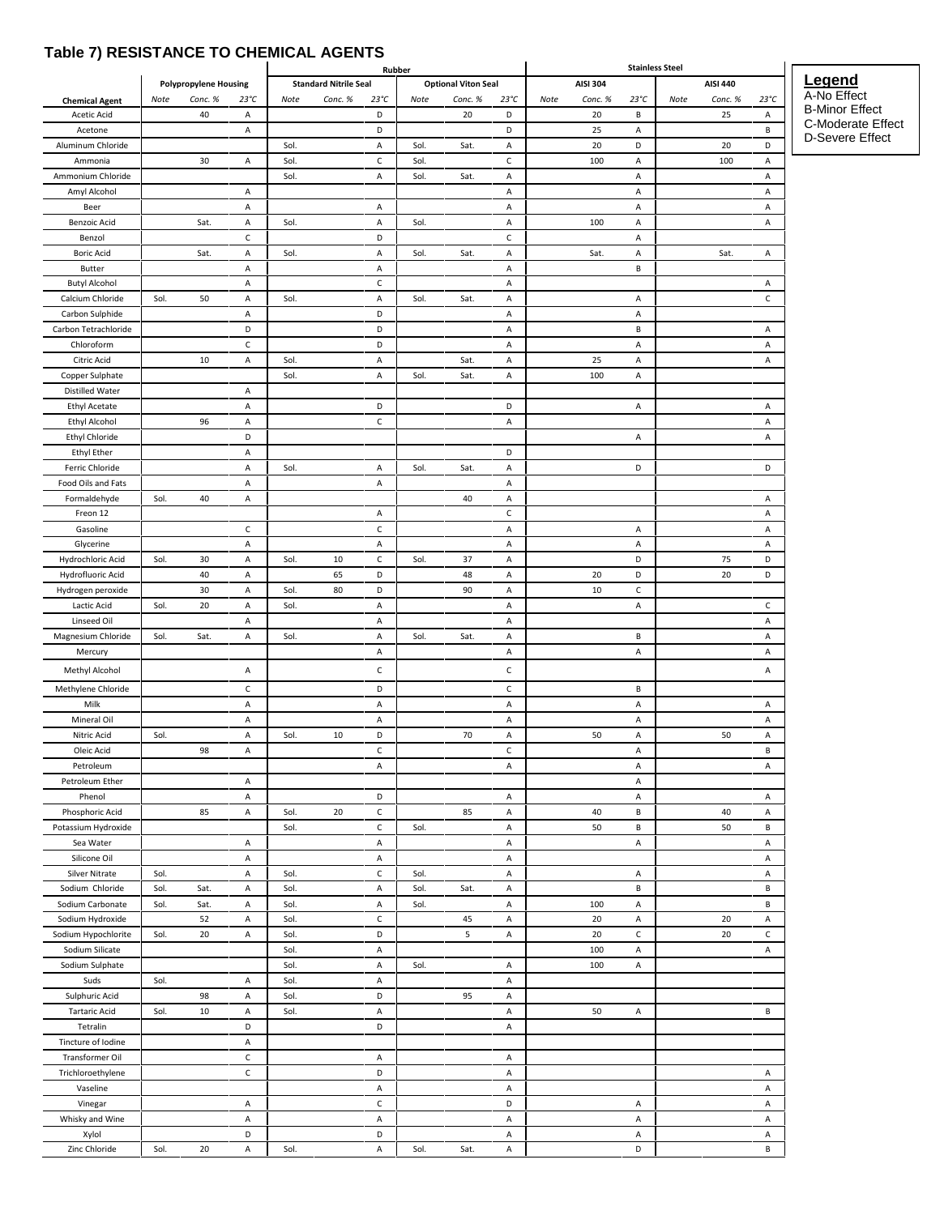## Table 7) RESISTANCE TO CHEMICAL AGENTS

| | | | | Rubber | | | | | | Stainless Steel | | | | | |
|---|---|---|---|---|---|---|---|---|---|---|---|---|---|---|---|
| | Polypropylene Housing | | | Standard Nitrile Seal | | | Optional Viton Seal | | | AISI 304 | | | AISI 440 | | |
| Chemical Agent | Note | Conc. % | 23°C | Note | Conc. % | 23°C | Note | Conc. % | 23°C | Note | Conc. % | 23°C | Note | Conc. % | 23°C |
| Acetic Acid | | 40 | A | | | D | | 20 | D | | 20 | B | | 25 | A |
| Acetone | | | A | | | D | | | D | | 25 | A | | | B |
| Aluminum Chloride | | | | Sol. | | A | Sol. | Sat. | A | | 20 | D | | 20 | D |
| Ammonia | | 30 | A | Sol. | | C | Sol. | | C | | 100 | A | | 100 | A |
| Ammonium Chloride | | | | Sol. | | A | Sol. | Sat. | A | | | A | | | A |
| Amyl Alcohol | | | A | | | | | | A | | | A | | | A |
| Beer | | | A | | | A | | | A | | | A | | | A |
| Benzoic Acid | | Sat. | A | Sol. | | A | Sol. | | A | | 100 | A | | | A |
| Benzol | | | C | | | D | | | C | | | A | | | |
| Boric Acid | | Sat. | A | Sol. | | A | Sol. | Sat. | A | | Sat. | A | | Sat. | A |
| Butter | | | A | | | A | | | A | | | B | | | |
| Butyl Alcohol | | | A | | | C | | | A | | | | | | A |
| Calcium Chloride | Sol. | 50 | A | Sol. | | A | Sol. | Sat. | A | | | A | | | C |
| Carbon Sulphide | | | A | | | D | | | A | | | A | | | |
| Carbon Tetrachloride | | | D | | | D | | | A | | | B | | | A |
| Chloroform | | | C | | | D | | | A | | | A | | | A |
| Citric Acid | | 10 | A | Sol. | | A | | Sat. | A | | 25 | A | | | A |
| Copper Sulphate | | | | Sol. | | A | Sol. | Sat. | A | | 100 | A | | | |
| Distilled Water | | | A | | | | | | | | | | | | |
| Ethyl Acetate | | | A | | | D | | | D | | | A | | | A |
| Ethyl Alcohol | | 96 | A | | | C | | | A | | | | | | A |
| Ethyl Chloride | | | D | | | | | | | | | A | | | A |
| Ethyl Ether | | | A | | | | | | D | | | | | | |
| Ferric Chloride | | | A | Sol. | | A | Sol. | Sat. | A | | | D | | | D |
| Food Oils and Fats | | | A | | | A | | | A | | | | | | |
| Formaldehyde | Sol. | 40 | A | | | | | 40 | A | | | | | | A |
| Freon 12 | | | | | | A | | | C | | | | | | A |
| Gasoline | | | C | | | C | | | A | | | A | | | A |
| Glycerine | | | A | | | A | | | A | | | A | | | A |
| Hydrochloric Acid | Sol. | 30 | A | Sol. | 10 | C | Sol. | 37 | A | | | D | | 75 | D |
| Hydrofluoric Acid | | 40 | A | | 65 | D | | 48 | A | | 20 | D | | 20 | D |
| Hydrogen peroxide | | 30 | A | Sol. | 80 | D | | 90 | A | | 10 | C | | | |
| Lactic Acid | Sol. | 20 | A | Sol. | | A | | | A | | | A | | | C |
| Linseed Oil | | | A | | | A | | | A | | | | | | A |
| Magnesium Chloride | Sol. | Sat. | A | Sol. | | A | Sol. | Sat. | A | | | B | | | A |
| Mercury | | | | | | A | | | A | | | A | | | A |
| Methyl Alcohol | | | A | | | C | | | C | | | | | | A |
| Methylene Chloride | | | C | | | D | | | C | | | B | | | |
| Milk | | | A | | | A | | | A | | | A | | | A |
| Mineral Oil | | | A | | | A | | | A | | | A | | | A |
| Nitric Acid | Sol. | | A | Sol. | 10 | D | | 70 | A | | 50 | A | | 50 | A |
| Oleic Acid | | 98 | A | | | C | | | C | | | A | | | B |
| Petroleum | | | | | | A | | | A | | | A | | | A |
| Petroleum Ether | | | A | | | | | | | | | A | | | |
| Phenol | | | A | | | D | | | A | | | A | | | A |
| Phosphoric Acid | | 85 | A | Sol. | 20 | C | | 85 | A | | 40 | B | | 40 | A |
| Potassium Hydroxide | | | | Sol. | | C | Sol. | | A | | 50 | B | | 50 | B |
| Sea Water | | | A | | | A | | | A | | | A | | | A |
| Silicone Oil | | | A | | | A | | | A | | | | | | A |
| Silver Nitrate | Sol. | | A | Sol. | | C | Sol. | | A | | | A | | | A |
| Sodium Chloride | Sol. | Sat. | A | Sol. | | A | Sol. | Sat. | A | | | B | | | B |
| Sodium Carbonate | Sol. | Sat. | A | Sol. | | A | Sol. | | A | | 100 | A | | | B |
| Sodium Hydroxide | | 52 | A | Sol. | | C | | 45 | A | | 20 | A | | 20 | A |
| Sodium Hypochlorite | Sol. | 20 | A | Sol. | | D | | 5 | A | | 20 | C | | 20 | C |
| Sodium Silicate | | | | Sol. | | A | | | | | 100 | A | | | A |
| Sodium Sulphate | | | | Sol. | | A | Sol. | | A | | 100 | A | | | |
| Suds | Sol. | | A | Sol. | | A | | | A | | | | | | |
| Sulphuric Acid | | 98 | A | Sol. | | D | | 95 | A | | | | | | |
| Tartaric Acid | Sol. | 10 | A | Sol. | | A | | | A | | 50 | A | | | B |
| Tetralin | | | D | | | D | | | A | | | | | | |
| Tincture of Iodine | | | A | | | | | | | | | | | | |
| Transformer Oil | | | C | | | A | | | A | | | | | | |
| Trichloroethylene | | | C | | | D | | | A | | | | | | A |
| Vaseline | | | | | | A | | | A | | | | | | A |
| Vinegar | | | A | | | C | | | D | | | A | | | A |
| Whisky and Wine | | | A | | | A | | | A | | | A | | | A |
| Xylol | | | D | | | D | | | A | | | A | | | A |
| Zinc Chloride | Sol. | 20 | A | Sol. | | A | Sol. | Sat. | A | | | D | | | B |

**Legend**

A-No Effect
B-Minor Effect
C-Moderate Effect
D-Severe Effect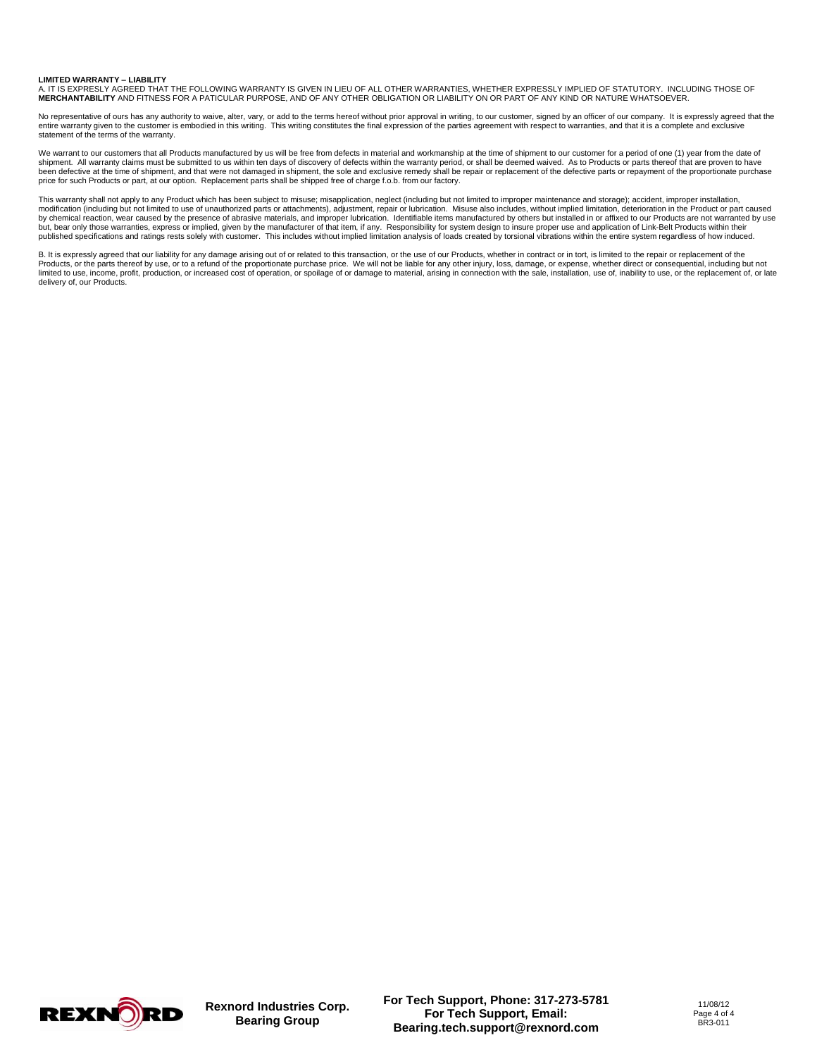**LIMITED WARRANTY – LIABILITY**

A. IT IS EXPRESLY AGREED THAT THE FOLLOWING WARRANTY IS GIVEN IN LIEU OF ALL OTHER WARRANTIES, WHETHER EXPRESSLY IMPLIED OF STATUTORY. INCLUDING THOSE OF **MERCHANTABILITY** AND FITNESS FOR A PATICULAR PURPOSE, AND OF ANY OTHER OBLIGATION OR LIABILITY ON OR PART OF ANY KIND OR NATURE WHATSOEVER.

No representative of ours has any authority to waive, alter, vary, or add to the terms hereof without prior approval in writing, to our customer, signed by an officer of our company. It is expressly agreed that the entire warranty given to the customer is embodied in this writing. This writing constitutes the final expression of the parties agreement with respect to warranties, and that it is a complete and exclusive statement of the terms of the warranty.

We warrant to our customers that all Products manufactured by us will be free from defects in material and workmanship at the time of shipment to our customer for a period of one (1) year from the date of shipment. All warranty claims must be submitted to us within ten days of discovery of defects within the warranty period, or shall be deemed waived. As to Products or parts thereof that are proven to have been defective at the time of shipment, and that were not damaged in shipment, the sole and exclusive remedy shall be repair or replacement of the defective parts or repayment of the proportionate purchase price for such Products or part, at our option. Replacement parts shall be shipped free of charge f.o.b. from our factory.

This warranty shall not apply to any Product which has been subject to misuse; misapplication, neglect (including but not limited to improper maintenance and storage); accident, improper installation, modification (including but not limited to use of unauthorized parts or attachments), adjustment, repair or lubrication. Misuse also includes, without implied limitation, deterioration in the Product or part caused by chemical reaction, wear caused by the presence of abrasive materials, and improper lubrication. Identifiable items manufactured by others but installed in or affixed to our Products are not warranted by use but, bear only those warranties, express or implied, given by the manufacturer of that item, if any. Responsibility for system design to insure proper use and application of Link-Belt Products within their published specifications and ratings rests solely with customer. This includes without implied limitation analysis of loads created by torsional vibrations within the entire system regardless of how induced.

B. It is expressly agreed that our liability for any damage arising out of or related to this transaction, or the use of our Products, whether in contract or in tort, is limited to the repair or replacement of the Products, or the parts thereof by use, or to a refund of the proportionate purchase price. We will not be liable for any other injury, loss, damage, or expense, whether direct or consequential, including but not limited to use, income, profit, production, or increased cost of operation, or spoilage of or damage to material, arising in connection with the sale, installation, use of, inability to use, or the replacement of, or late delivery of, our Products.

**Rexnord Industries Corp.**
**Bearing Group**

**For Tech Support, Phone: 317-273-5781**
**For Tech Support, Email:**
**Bearing.tech.support@rexnord.com**

11/08/12
BR3-011